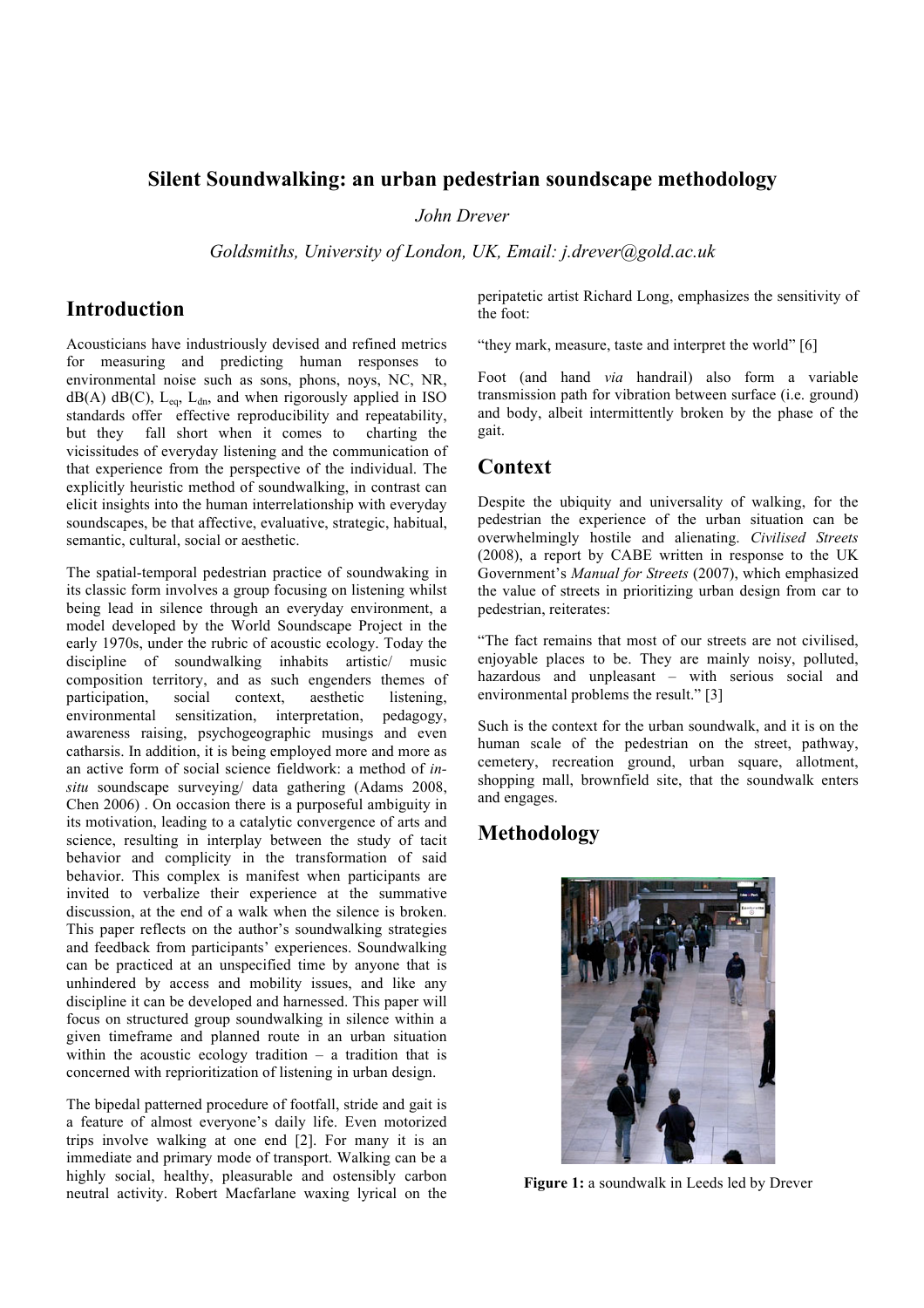# Silent Soundwalking: an urban pedestrian soundscape methodology

*John Drever*

*Goldsmiths, University of London, UK, Email: j.drever@gold.ac.uk*

## Introduction

Acousticians have industriously devised and refined metrics for measuring and predicting human responses to environmental noise such as sons, phons, noys, NC, NR, dB(A) dB(C), $L_{eq}$, $L_{dn}$, and when rigorously applied in ISO standards offer effective reproducibility and repeatability, but they fall short when it comes to charting the vicissitudes of everyday listening and the communication of that experience from the perspective of the individual. The explicitly heuristic method of soundwalking, in contrast can elicit insights into the human interrelationship with everyday soundscapes, be that affective, evaluative, strategic, habitual, semantic, cultural, social or aesthetic.

The spatial-temporal pedestrian practice of soundwaking in its classic form involves a group focusing on listening whilst being lead in silence through an everyday environment, a model developed by the World Soundscape Project in the early 1970s, under the rubric of acoustic ecology. Today the discipline of soundwalking inhabits artistic/ music composition territory, and as such engenders themes of participation, social context, aesthetic listening, environmental sensitization, interpretation, pedagogy, awareness raising, psychogeographic musings and even catharsis. In addition, it is being employed more and more as an active form of social science fieldwork: a method of *in-situ* soundscape surveying/ data gathering (Adams 2008, Chen 2006) . On occasion there is a purposeful ambiguity in its motivation, leading to a catalytic convergence of arts and science, resulting in interplay between the study of tacit behavior and complicity in the transformation of said behavior. This complex is manifest when participants are invited to verbalize their experience at the summative discussion, at the end of a walk when the silence is broken. This paper reflects on the author's soundwalking strategies and feedback from participants' experiences. Soundwalking can be practiced at an unspecified time by anyone that is unhindered by access and mobility issues, and like any discipline it can be developed and harnessed. This paper will focus on structured group soundwalking in silence within a given timeframe and planned route in an urban situation within the acoustic ecology tradition – a tradition that is concerned with reprioritization of listening in urban design.

The bipedal patterned procedure of footfall, stride and gait is a feature of almost everyone's daily life. Even motorized trips involve walking at one end [2]. For many it is an immediate and primary mode of transport. Walking can be a highly social, healthy, pleasurable and ostensibly carbon neutral activity. Robert Macfarlane waxing lyrical on the peripatetic artist Richard Long, emphasizes the sensitivity of the foot:

"they mark, measure, taste and interpret the world" [6]

Foot (and hand *via* handrail) also form a variable transmission path for vibration between surface (i.e. ground) and body, albeit intermittently broken by the phase of the gait.

## Context

Despite the ubiquity and universality of walking, for the pedestrian the experience of the urban situation can be overwhelmingly hostile and alienating. *Civilised Streets* (2008), a report by CABE written in response to the UK Government's *Manual for Streets* (2007), which emphasized the value of streets in prioritizing urban design from car to pedestrian, reiterates:

"The fact remains that most of our streets are not civilised, enjoyable places to be. They are mainly noisy, polluted, hazardous and unpleasant – with serious social and environmental problems the result." [3]

Such is the context for the urban soundwalk, and it is on the human scale of the pedestrian on the street, pathway, cemetery, recreation ground, urban square, allotment, shopping mall, brownfield site, that the soundwalk enters and engages.

## Methodology

**Figure 1:** a soundwalk in Leeds led by Drever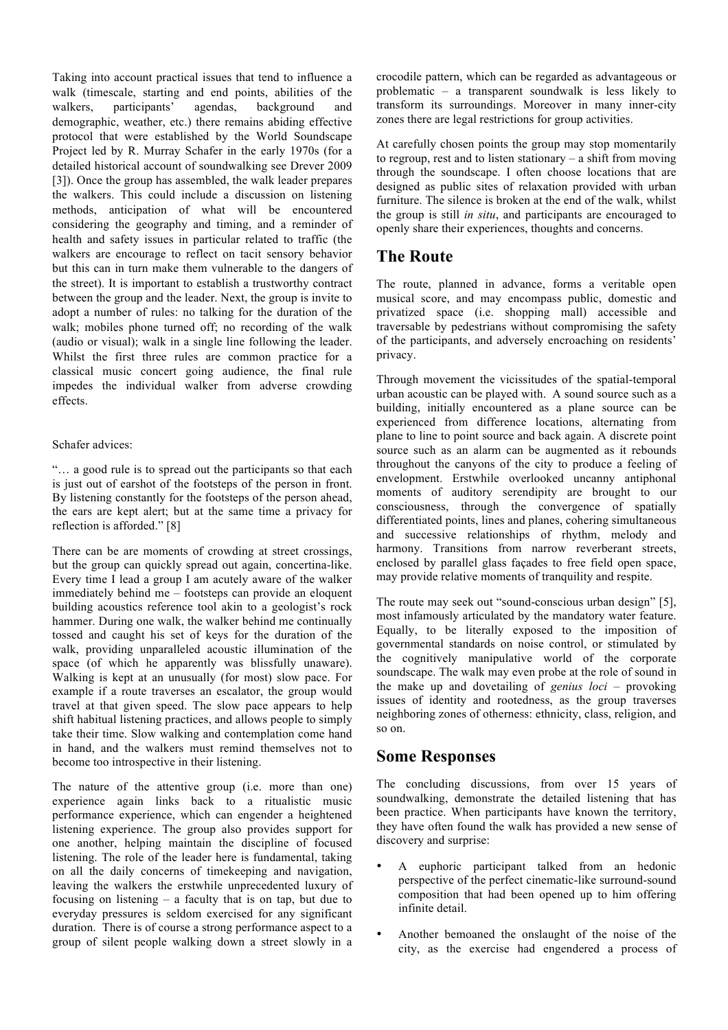Taking into account practical issues that tend to influence a walk (timescale, starting and end points, abilities of the walkers, participants' agendas, background and demographic, weather, etc.) there remains abiding effective protocol that were established by the World Soundscape Project led by R. Murray Schafer in the early 1970s (for a detailed historical account of soundwalking see Drever 2009 [3]). Once the group has assembled, the walk leader prepares the walkers. This could include a discussion on listening methods, anticipation of what will be encountered considering the geography and timing, and a reminder of health and safety issues in particular related to traffic (the walkers are encourage to reflect on tacit sensory behavior but this can in turn make them vulnerable to the dangers of the street). It is important to establish a trustworthy contract between the group and the leader. Next, the group is invite to adopt a number of rules: no talking for the duration of the walk; mobiles phone turned off; no recording of the walk (audio or visual); walk in a single line following the leader. Whilst the first three rules are common practice for a classical music concert going audience, the final rule impedes the individual walker from adverse crowding effects.

Schafer advices:

"… a good rule is to spread out the participants so that each is just out of earshot of the footsteps of the person in front. By listening constantly for the footsteps of the person ahead, the ears are kept alert; but at the same time a privacy for reflection is afforded." [8]

There can be are moments of crowding at street crossings, but the group can quickly spread out again, concertina-like. Every time I lead a group I am acutely aware of the walker immediately behind me – footsteps can provide an eloquent building acoustics reference tool akin to a geologist's rock hammer. During one walk, the walker behind me continually tossed and caught his set of keys for the duration of the walk, providing unparalleled acoustic illumination of the space (of which he apparently was blissfully unaware). Walking is kept at an unusually (for most) slow pace. For example if a route traverses an escalator, the group would travel at that given speed. The slow pace appears to help shift habitual listening practices, and allows people to simply take their time. Slow walking and contemplation come hand in hand, and the walkers must remind themselves not to become too introspective in their listening.

The nature of the attentive group (i.e. more than one) experience again links back to a ritualistic music performance experience, which can engender a heightened listening experience. The group also provides support for one another, helping maintain the discipline of focused listening. The role of the leader here is fundamental, taking on all the daily concerns of timekeeping and navigation, leaving the walkers the erstwhile unprecedented luxury of focusing on listening – a faculty that is on tap, but due to everyday pressures is seldom exercised for any significant duration. There is of course a strong performance aspect to a group of silent people walking down a street slowly in a crocodile pattern, which can be regarded as advantageous or problematic – a transparent soundwalk is less likely to transform its surroundings. Moreover in many inner-city zones there are legal restrictions for group activities.

At carefully chosen points the group may stop momentarily to regroup, rest and to listen stationary – a shift from moving through the soundscape. I often choose locations that are designed as public sites of relaxation provided with urban furniture. The silence is broken at the end of the walk, whilst the group is still *in situ*, and participants are encouraged to openly share their experiences, thoughts and concerns.

## The Route

The route, planned in advance, forms a veritable open musical score, and may encompass public, domestic and privatized space (i.e. shopping mall) accessible and traversable by pedestrians without compromising the safety of the participants, and adversely encroaching on residents' privacy.

Through movement the vicissitudes of the spatial-temporal urban acoustic can be played with. A sound source such as a building, initially encountered as a plane source can be experienced from difference locations, alternating from plane to line to point source and back again. A discrete point source such as an alarm can be augmented as it rebounds throughout the canyons of the city to produce a feeling of envelopment. Erstwhile overlooked uncanny antiphonal moments of auditory serendipity are brought to our consciousness, through the convergence of spatially differentiated points, lines and planes, cohering simultaneous and successive relationships of rhythm, melody and harmony. Transitions from narrow reverberant streets, enclosed by parallel glass façades to free field open space, may provide relative moments of tranquility and respite.

The route may seek out "sound-conscious urban design" [5], most infamously articulated by the mandatory water feature. Equally, to be literally exposed to the imposition of governmental standards on noise control, or stimulated by the cognitively manipulative world of the corporate soundscape. The walk may even probe at the role of sound in the make up and dovetailing of *genius loci* – provoking issues of identity and rootedness, as the group traverses neighboring zones of otherness: ethnicity, class, religion, and so on.

## Some Responses

The concluding discussions, from over 15 years of soundwalking, demonstrate the detailed listening that has been practice. When participants have known the territory, they have often found the walk has provided a new sense of discovery and surprise:

- A euphoric participant talked from an hedonic perspective of the perfect cinematic-like surround-sound composition that had been opened up to him offering infinite detail.
- Another bemoaned the onslaught of the noise of the city, as the exercise had engendered a process of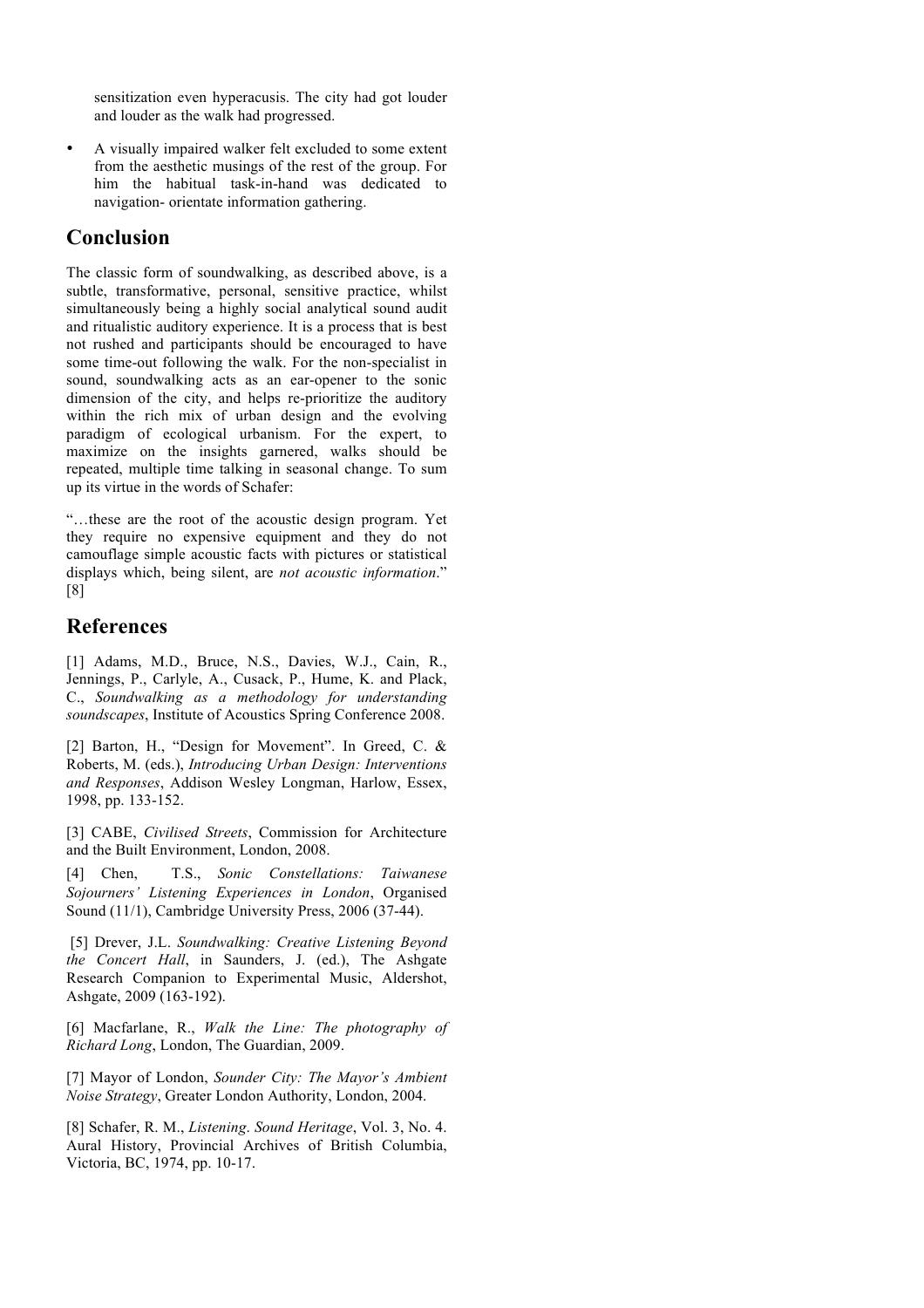sensitization even hyperacusis. The city had got louder and louder as the walk had progressed.

- A visually impaired walker felt excluded to some extent from the aesthetic musings of the rest of the group. For him the habitual task-in-hand was dedicated to navigation- orientate information gathering.

## Conclusion

The classic form of soundwalking, as described above, is a subtle, transformative, personal, sensitive practice, whilst simultaneously being a highly social analytical sound audit and ritualistic auditory experience. It is a process that is best not rushed and participants should be encouraged to have some time-out following the walk. For the non-specialist in sound, soundwalking acts as an ear-opener to the sonic dimension of the city, and helps re-prioritize the auditory within the rich mix of urban design and the evolving paradigm of ecological urbanism. For the expert, to maximize on the insights garnered, walks should be repeated, multiple time talking in seasonal change. To sum up its virtue in the words of Schafer:

"…these are the root of the acoustic design program. Yet they require no expensive equipment and they do not camouflage simple acoustic facts with pictures or statistical displays which, being silent, are *not acoustic information*." [8]

## References

[1] Adams, M.D., Bruce, N.S., Davies, W.J., Cain, R., Jennings, P., Carlyle, A., Cusack, P., Hume, K. and Plack, C., *Soundwalking as a methodology for understanding soundscapes*, Institute of Acoustics Spring Conference 2008.

[2] Barton, H., "Design for Movement". In Greed, C. & Roberts, M. (eds.), *Introducing Urban Design: Interventions and Responses*, Addison Wesley Longman, Harlow, Essex, 1998, pp. 133-152.

[3] CABE, *Civilised Streets*, Commission for Architecture and the Built Environment, London, 2008.

[4] Chen, T.S., *Sonic Constellations: Taiwanese Sojourners' Listening Experiences in London*, Organised Sound (11/1), Cambridge University Press, 2006 (37-44).

[5] Drever, J.L. *Soundwalking: Creative Listening Beyond the Concert Hall*, in Saunders, J. (ed.), The Ashgate Research Companion to Experimental Music, Aldershot, Ashgate, 2009 (163-192).

[6] Macfarlane, R., *Walk the Line: The photography of Richard Long*, London, The Guardian, 2009.

[7] Mayor of London, *Sounder City: The Mayor's Ambient Noise Strategy*, Greater London Authority, London, 2004.

[8] Schafer, R. M., *Listening*. *Sound Heritage*, Vol. 3, No. 4. Aural History, Provincial Archives of British Columbia, Victoria, BC, 1974, pp. 10-17.